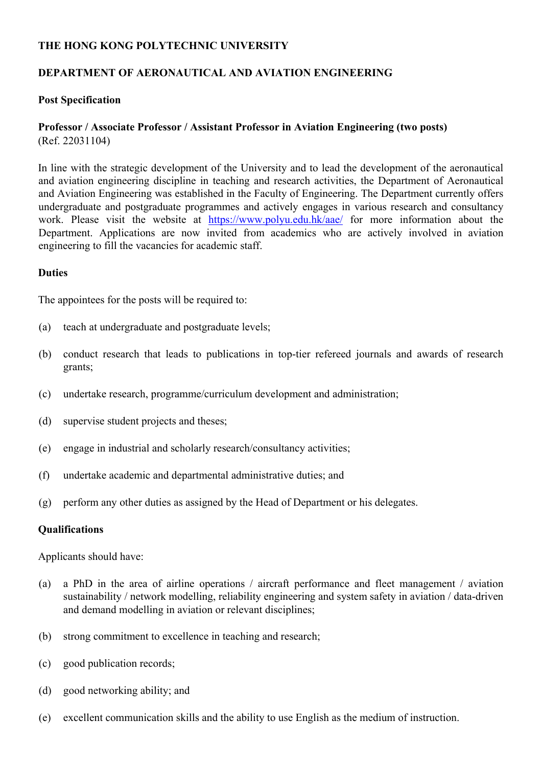**THE HONG KONG POLYTECHNIC UNIVERSITY**

**DEPARTMENT OF AERONAUTICAL AND AVIATION ENGINEERING**

**Post Specification**

**Professor / Associate Professor / Assistant Professor in Aviation Engineering (two posts)**
(Ref. 22031104)

In line with the strategic development of the University and to lead the development of the aeronautical and aviation engineering discipline in teaching and research activities, the Department of Aeronautical and Aviation Engineering was established in the Faculty of Engineering. The Department currently offers undergraduate and postgraduate programmes and actively engages in various research and consultancy work. Please visit the website at https://www.polyu.edu.hk/aae/ for more information about the Department. Applications are now invited from academics who are actively involved in aviation engineering to fill the vacancies for academic staff.

**Duties**

The appointees for the posts will be required to:

(a) teach at undergraduate and postgraduate levels;

(b) conduct research that leads to publications in top-tier refereed journals and awards of research grants;

(c) undertake research, programme/curriculum development and administration;

(d) supervise student projects and theses;

(e) engage in industrial and scholarly research/consultancy activities;

(f) undertake academic and departmental administrative duties; and

(g) perform any other duties as assigned by the Head of Department or his delegates.

**Qualifications**

Applicants should have:

(a) a PhD in the area of airline operations / aircraft performance and fleet management / aviation sustainability / network modelling, reliability engineering and system safety in aviation / data-driven and demand modelling in aviation or relevant disciplines;

(b) strong commitment to excellence in teaching and research;

(c) good publication records;

(d) good networking ability; and

(e) excellent communication skills and the ability to use English as the medium of instruction.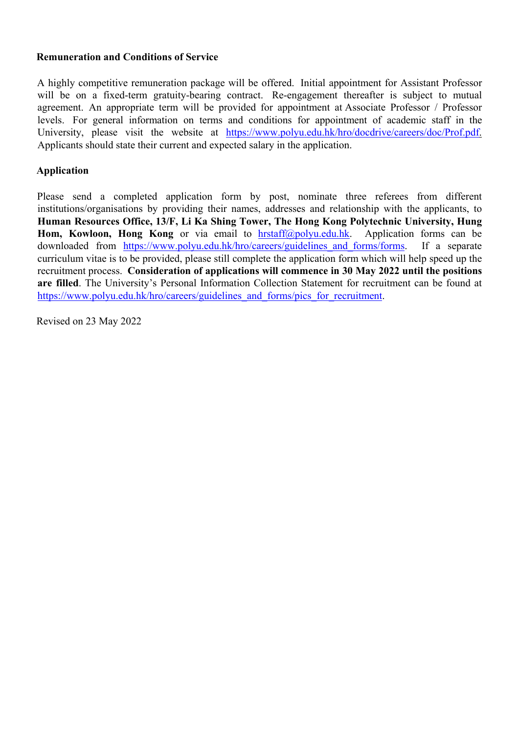**Remuneration and Conditions of Service**

A highly competitive remuneration package will be offered. Initial appointment for Assistant Professor will be on a fixed-term gratuity-bearing contract. Re-engagement thereafter is subject to mutual agreement. An appropriate term will be provided for appointment at Associate Professor / Professor levels. For general information on terms and conditions for appointment of academic staff in the University, please visit the website at https://www.polyu.edu.hk/hro/docdrive/careers/doc/Prof.pdf. Applicants should state their current and expected salary in the application.

**Application**

Please send a completed application form by post, nominate three referees from different institutions/organisations by providing their names, addresses and relationship with the applicants, to **Human Resources Office, 13/F, Li Ka Shing Tower, The Hong Kong Polytechnic University, Hung Hom, Kowloon, Hong Kong** or via email to hrstaff@polyu.edu.hk. Application forms can be downloaded from https://www.polyu.edu.hk/hro/careers/guidelines_and_forms/forms. If a separate curriculum vitae is to be provided, please still complete the application form which will help speed up the recruitment process. **Consideration of applications will commence in 30 May 2022 until the positions are filled**. The University's Personal Information Collection Statement for recruitment can be found at https://www.polyu.edu.hk/hro/careers/guidelines_and_forms/pics_for_recruitment.

Revised on 23 May 2022